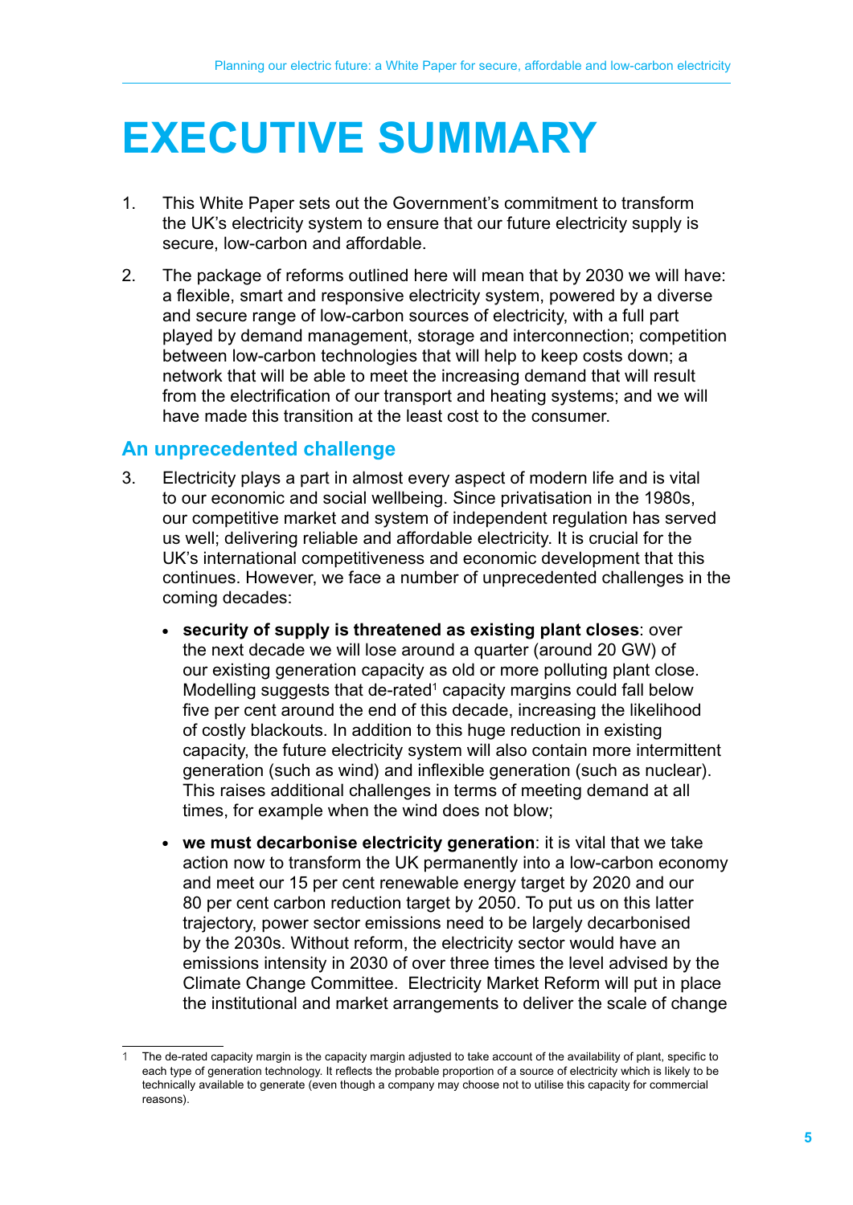# EXECUTIVE SUMMARY

1. This White Paper sets out the Government's commitment to transform the UK's electricity system to ensure that our future electricity supply is secure, low-carbon and affordable.

2. The package of reforms outlined here will mean that by 2030 we will have: a flexible, smart and responsive electricity system, powered by a diverse and secure range of low-carbon sources of electricity, with a full part played by demand management, storage and interconnection; competition between low-carbon technologies that will help to keep costs down; a network that will be able to meet the increasing demand that will result from the electrification of our transport and heating systems; and we will have made this transition at the least cost to the consumer.

## An unprecedented challenge

3. Electricity plays a part in almost every aspect of modern life and is vital to our economic and social wellbeing. Since privatisation in the 1980s, our competitive market and system of independent regulation has served us well; delivering reliable and affordable electricity. It is crucial for the UK's international competitiveness and economic development that this continues. However, we face a number of unprecedented challenges in the coming decades:

   - **security of supply is threatened as existing plant closes**: over the next decade we will lose around a quarter (around 20 GW) of our existing generation capacity as old or more polluting plant close. Modelling suggests that de-rated[1] capacity margins could fall below five per cent around the end of this decade, increasing the likelihood of costly blackouts. In addition to this huge reduction in existing capacity, the future electricity system will also contain more intermittent generation (such as wind) and inflexible generation (such as nuclear). This raises additional challenges in terms of meeting demand at all times, for example when the wind does not blow;

   - **we must decarbonise electricity generation**: it is vital that we take action now to transform the UK permanently into a low-carbon economy and meet our 15 per cent renewable energy target by 2020 and our 80 per cent carbon reduction target by 2050. To put us on this latter trajectory, power sector emissions need to be largely decarbonised by the 2030s. Without reform, the electricity sector would have an emissions intensity in 2030 of over three times the level advised by the Climate Change Committee. Electricity Market Reform will put in place the institutional and market arrangements to deliver the scale of change

[1] The de-rated capacity margin is the capacity margin adjusted to take account of the availability of plant, specific to each type of generation technology. It reflects the probable proportion of a source of electricity which is likely to be technically available to generate (even though a company may choose not to utilise this capacity for commercial reasons).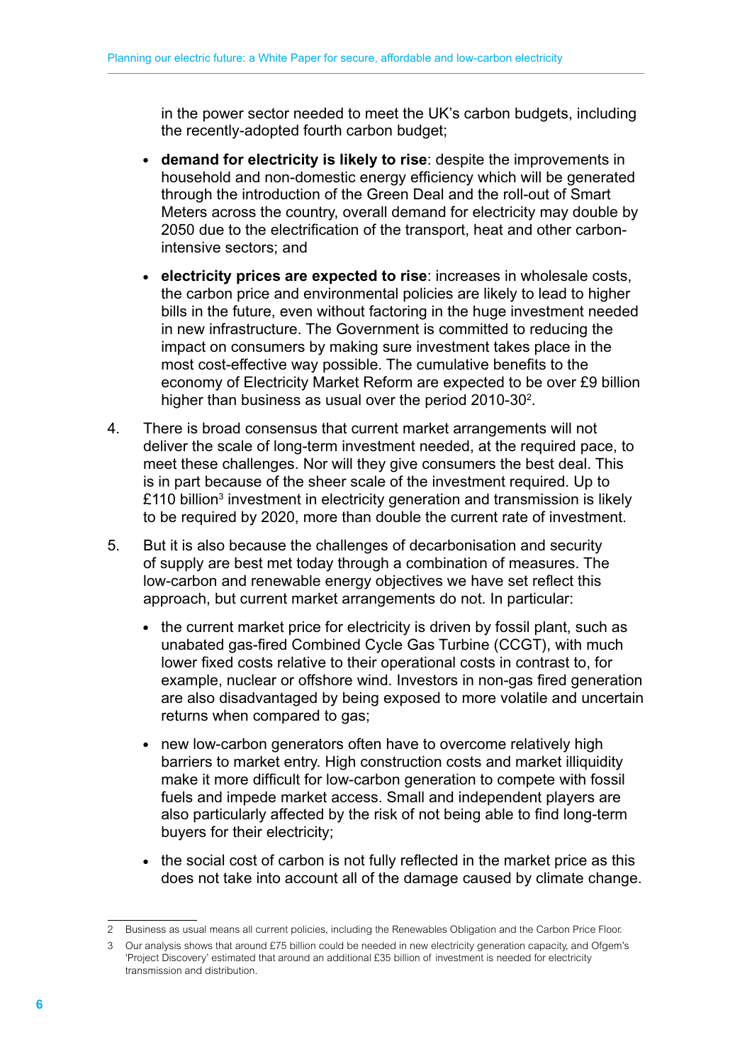in the power sector needed to meet the UK's carbon budgets, including the recently-adopted fourth carbon budget;

- **demand for electricity is likely to rise**: despite the improvements in household and non-domestic energy efficiency which will be generated through the introduction of the Green Deal and the roll-out of Smart Meters across the country, overall demand for electricity may double by 2050 due to the electrification of the transport, heat and other carbon-intensive sectors; and
- **electricity prices are expected to rise**: increases in wholesale costs, the carbon price and environmental policies are likely to lead to higher bills in the future, even without factoring in the huge investment needed in new infrastructure. The Government is committed to reducing the impact on consumers by making sure investment takes place in the most cost-effective way possible. The cumulative benefits to the economy of Electricity Market Reform are expected to be over £9 billion higher than business as usual over the period 2010-30[2].

4. There is broad consensus that current market arrangements will not deliver the scale of long-term investment needed, at the required pace, to meet these challenges. Nor will they give consumers the best deal. This is in part because of the sheer scale of the investment required. Up to £110 billion[3] investment in electricity generation and transmission is likely to be required by 2020, more than double the current rate of investment.

5. But it is also because the challenges of decarbonisation and security of supply are best met today through a combination of measures. The low-carbon and renewable energy objectives we have set reflect this approach, but current market arrangements do not. In particular:

   - the current market price for electricity is driven by fossil plant, such as unabated gas-fired Combined Cycle Gas Turbine (CCGT), with much lower fixed costs relative to their operational costs in contrast to, for example, nuclear or offshore wind. Investors in non-gas fired generation are also disadvantaged by being exposed to more volatile and uncertain returns when compared to gas;
   - new low-carbon generators often have to overcome relatively high barriers to market entry. High construction costs and market illiquidity make it more difficult for low-carbon generation to compete with fossil fuels and impede market access. Small and independent players are also particularly affected by the risk of not being able to find long-term buyers for their electricity;
   - the social cost of carbon is not fully reflected in the market price as this does not take into account all of the damage caused by climate change.

---

2 Business as usual means all current policies, including the Renewables Obligation and the Carbon Price Floor.

3 Our analysis shows that around £75 billion could be needed in new electricity generation capacity, and Ofgem's 'Project Discovery' estimated that around an additional £35 billion of investment is needed for electricity transmission and distribution.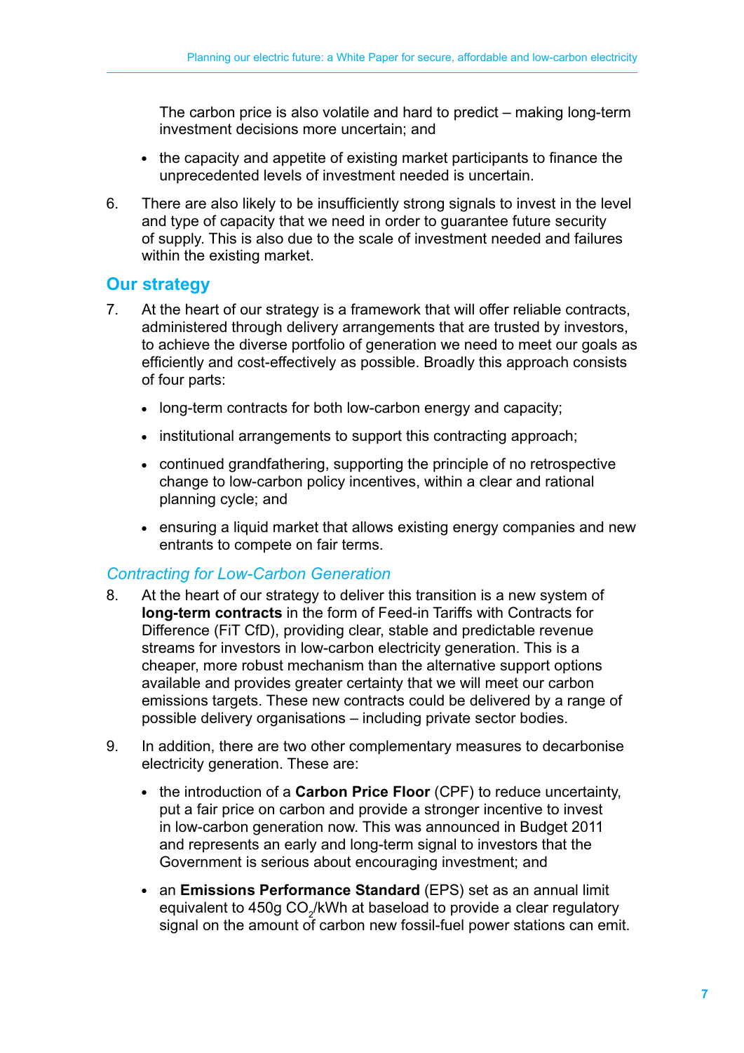The carbon price is also volatile and hard to predict – making long-term investment decisions more uncertain; and

- the capacity and appetite of existing market participants to finance the unprecedented levels of investment needed is uncertain.

6. There are also likely to be insufficiently strong signals to invest in the level and type of capacity that we need in order to guarantee future security of supply. This is also due to the scale of investment needed and failures within the existing market.

## Our strategy

7. At the heart of our strategy is a framework that will offer reliable contracts, administered through delivery arrangements that are trusted by investors, to achieve the diverse portfolio of generation we need to meet our goals as efficiently and cost-effectively as possible. Broadly this approach consists of four parts:

   - long-term contracts for both low-carbon energy and capacity;
   - institutional arrangements to support this contracting approach;
   - continued grandfathering, supporting the principle of no retrospective change to low-carbon policy incentives, within a clear and rational planning cycle; and
   - ensuring a liquid market that allows existing energy companies and new entrants to compete on fair terms.

### *Contracting for Low-Carbon Generation*

8. At the heart of our strategy to deliver this transition is a new system of **long-term contracts** in the form of Feed-in Tariffs with Contracts for Difference (FiT CfD), providing clear, stable and predictable revenue streams for investors in low-carbon electricity generation. This is a cheaper, more robust mechanism than the alternative support options available and provides greater certainty that we will meet our carbon emissions targets. These new contracts could be delivered by a range of possible delivery organisations – including private sector bodies.

9. In addition, there are two other complementary measures to decarbonise electricity generation. These are:

   - the introduction of a **Carbon Price Floor** (CPF) to reduce uncertainty, put a fair price on carbon and provide a stronger incentive to invest in low-carbon generation now. This was announced in Budget 2011 and represents an early and long-term signal to investors that the Government is serious about encouraging investment; and
   - an **Emissions Performance Standard** (EPS) set as an annual limit equivalent to 450g $CO_2$/kWh at baseload to provide a clear regulatory signal on the amount of carbon new fossil-fuel power stations can emit.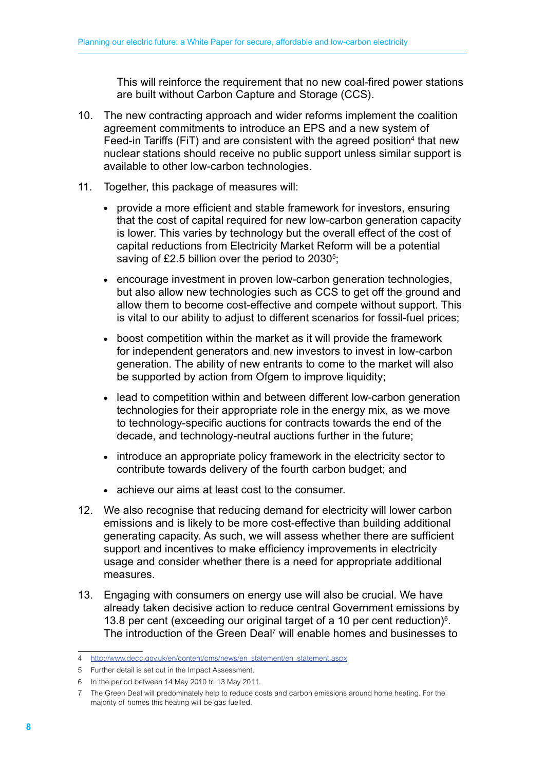This will reinforce the requirement that no new coal-fired power stations are built without Carbon Capture and Storage (CCS).

10. The new contracting approach and wider reforms implement the coalition agreement commitments to introduce an EPS and a new system of Feed-in Tariffs (FiT) and are consistent with the agreed position[4] that new nuclear stations should receive no public support unless similar support is available to other low-carbon technologies.

11. Together, this package of measures will:

    - provide a more efficient and stable framework for investors, ensuring that the cost of capital required for new low-carbon generation capacity is lower. This varies by technology but the overall effect of the cost of capital reductions from Electricity Market Reform will be a potential saving of £2.5 billion over the period to 2030[5];
    - encourage investment in proven low-carbon generation technologies, but also allow new technologies such as CCS to get off the ground and allow them to become cost-effective and compete without support. This is vital to our ability to adjust to different scenarios for fossil-fuel prices;
    - boost competition within the market as it will provide the framework for independent generators and new investors to invest in low-carbon generation. The ability of new entrants to come to the market will also be supported by action from Ofgem to improve liquidity;
    - lead to competition within and between different low-carbon generation technologies for their appropriate role in the energy mix, as we move to technology-specific auctions for contracts towards the end of the decade, and technology-neutral auctions further in the future;
    - introduce an appropriate policy framework in the electricity sector to contribute towards delivery of the fourth carbon budget; and
    - achieve our aims at least cost to the consumer.

12. We also recognise that reducing demand for electricity will lower carbon emissions and is likely to be more cost-effective than building additional generating capacity. As such, we will assess whether there are sufficient support and incentives to make efficiency improvements in electricity usage and consider whether there is a need for appropriate additional measures.

13. Engaging with consumers on energy use will also be crucial. We have already taken decisive action to reduce central Government emissions by 13.8 per cent (exceeding our original target of a 10 per cent reduction)[6]. The introduction of the Green Deal[7] will enable homes and businesses to

---

4 http://www.decc.gov.uk/en/content/cms/news/en_statement/en_statement.aspx

5 Further detail is set out in the Impact Assessment.

6 In the period between 14 May 2010 to 13 May 2011.

7 The Green Deal will predominately help to reduce costs and carbon emissions around home heating. For the majority of homes this heating will be gas fuelled.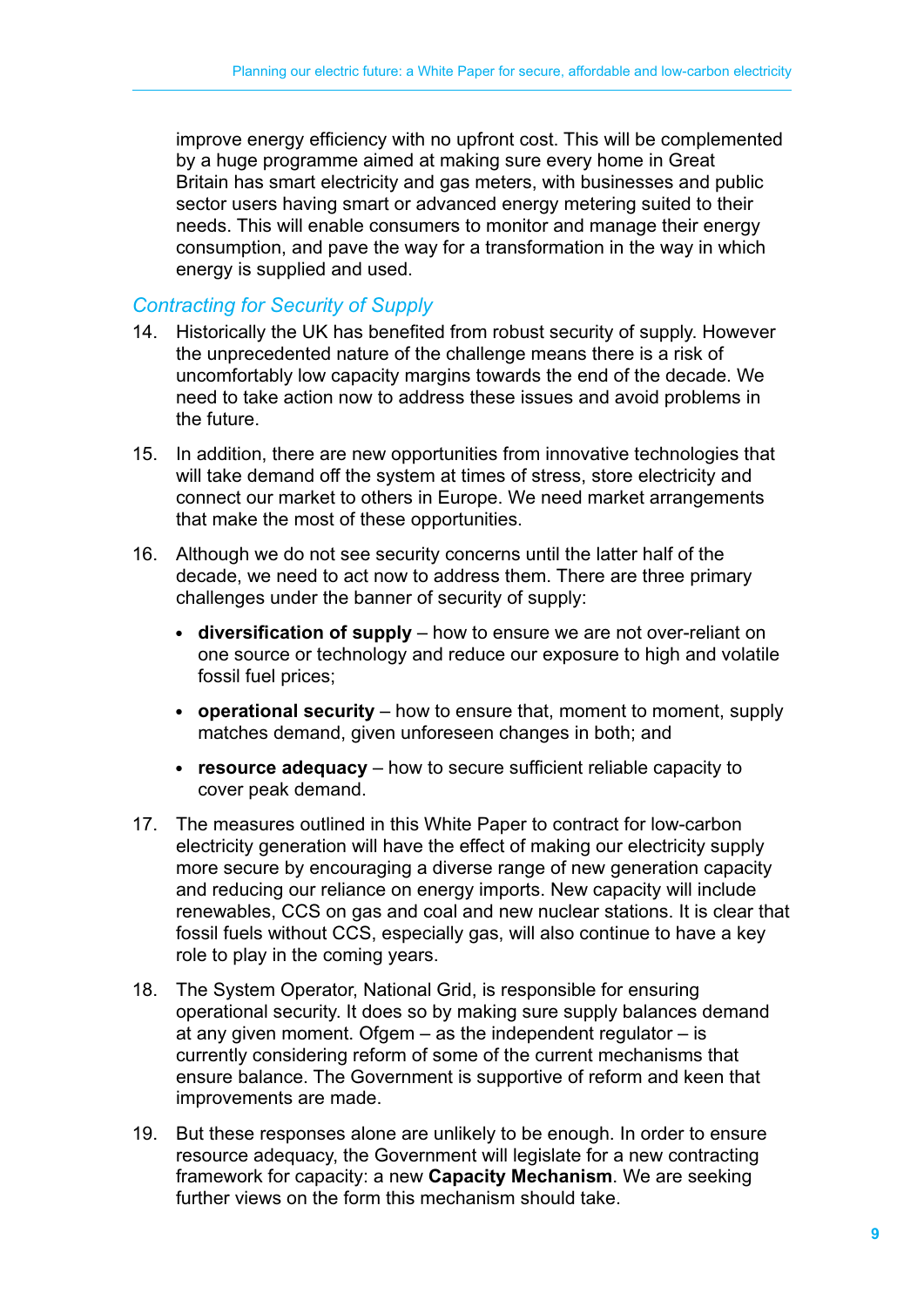improve energy efficiency with no upfront cost. This will be complemented by a huge programme aimed at making sure every home in Great Britain has smart electricity and gas meters, with businesses and public sector users having smart or advanced energy metering suited to their needs. This will enable consumers to monitor and manage their energy consumption, and pave the way for a transformation in the way in which energy is supplied and used.

### *Contracting for Security of Supply*

14. Historically the UK has benefited from robust security of supply. However the unprecedented nature of the challenge means there is a risk of uncomfortably low capacity margins towards the end of the decade. We need to take action now to address these issues and avoid problems in the future.

15. In addition, there are new opportunities from innovative technologies that will take demand off the system at times of stress, store electricity and connect our market to others in Europe. We need market arrangements that make the most of these opportunities.

16. Although we do not see security concerns until the latter half of the decade, we need to act now to address them. There are three primary challenges under the banner of security of supply:

    - **diversification of supply** – how to ensure we are not over-reliant on one source or technology and reduce our exposure to high and volatile fossil fuel prices;
    - **operational security** – how to ensure that, moment to moment, supply matches demand, given unforeseen changes in both; and
    - **resource adequacy** – how to secure sufficient reliable capacity to cover peak demand.

17. The measures outlined in this White Paper to contract for low-carbon electricity generation will have the effect of making our electricity supply more secure by encouraging a diverse range of new generation capacity and reducing our reliance on energy imports. New capacity will include renewables, CCS on gas and coal and new nuclear stations. It is clear that fossil fuels without CCS, especially gas, will also continue to have a key role to play in the coming years.

18. The System Operator, National Grid, is responsible for ensuring operational security. It does so by making sure supply balances demand at any given moment. Ofgem – as the independent regulator – is currently considering reform of some of the current mechanisms that ensure balance. The Government is supportive of reform and keen that improvements are made.

19. But these responses alone are unlikely to be enough. In order to ensure resource adequacy, the Government will legislate for a new contracting framework for capacity: a new **Capacity Mechanism**. We are seeking further views on the form this mechanism should take.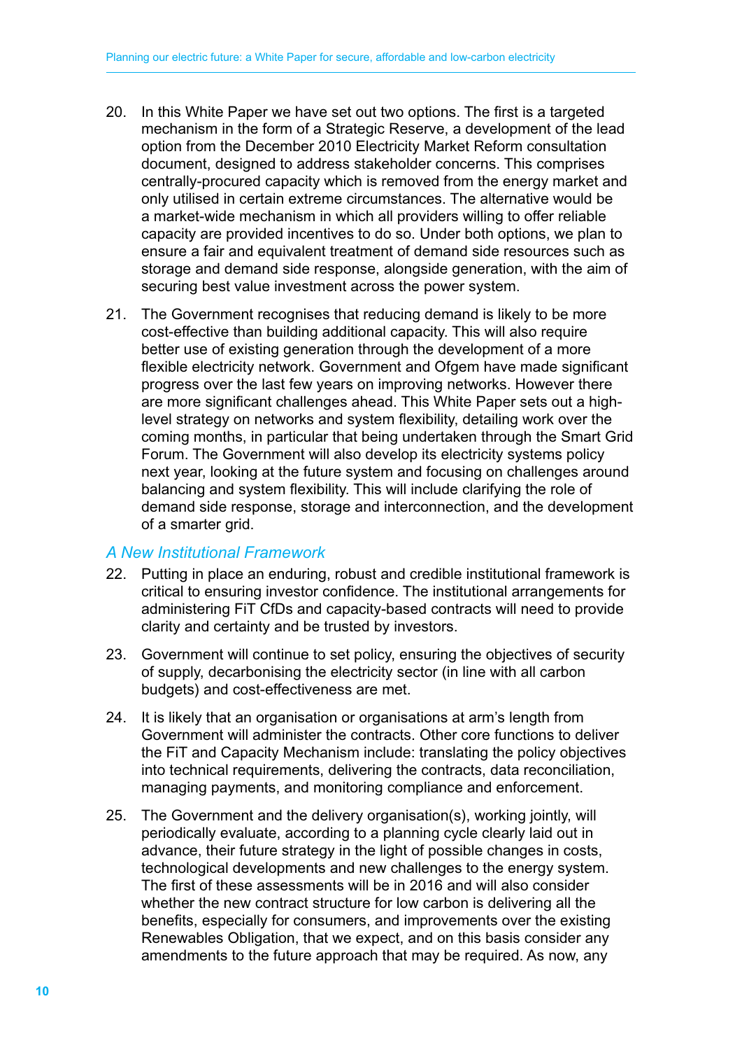20. In this White Paper we have set out two options. The first is a targeted mechanism in the form of a Strategic Reserve, a development of the lead option from the December 2010 Electricity Market Reform consultation document, designed to address stakeholder concerns. This comprises centrally-procured capacity which is removed from the energy market and only utilised in certain extreme circumstances. The alternative would be a market-wide mechanism in which all providers willing to offer reliable capacity are provided incentives to do so. Under both options, we plan to ensure a fair and equivalent treatment of demand side resources such as storage and demand side response, alongside generation, with the aim of securing best value investment across the power system.

21. The Government recognises that reducing demand is likely to be more cost-effective than building additional capacity. This will also require better use of existing generation through the development of a more flexible electricity network. Government and Ofgem have made significant progress over the last few years on improving networks. However there are more significant challenges ahead. This White Paper sets out a high-level strategy on networks and system flexibility, detailing work over the coming months, in particular that being undertaken through the Smart Grid Forum. The Government will also develop its electricity systems policy next year, looking at the future system and focusing on challenges around balancing and system flexibility. This will include clarifying the role of demand side response, storage and interconnection, and the development of a smarter grid.

### *A New Institutional Framework*

22. Putting in place an enduring, robust and credible institutional framework is critical to ensuring investor confidence. The institutional arrangements for administering FiT CfDs and capacity-based contracts will need to provide clarity and certainty and be trusted by investors.

23. Government will continue to set policy, ensuring the objectives of security of supply, decarbonising the electricity sector (in line with all carbon budgets) and cost-effectiveness are met.

24. It is likely that an organisation or organisations at arm's length from Government will administer the contracts. Other core functions to deliver the FiT and Capacity Mechanism include: translating the policy objectives into technical requirements, delivering the contracts, data reconciliation, managing payments, and monitoring compliance and enforcement.

25. The Government and the delivery organisation(s), working jointly, will periodically evaluate, according to a planning cycle clearly laid out in advance, their future strategy in the light of possible changes in costs, technological developments and new challenges to the energy system. The first of these assessments will be in 2016 and will also consider whether the new contract structure for low carbon is delivering all the benefits, especially for consumers, and improvements over the existing Renewables Obligation, that we expect, and on this basis consider any amendments to the future approach that may be required. As now, any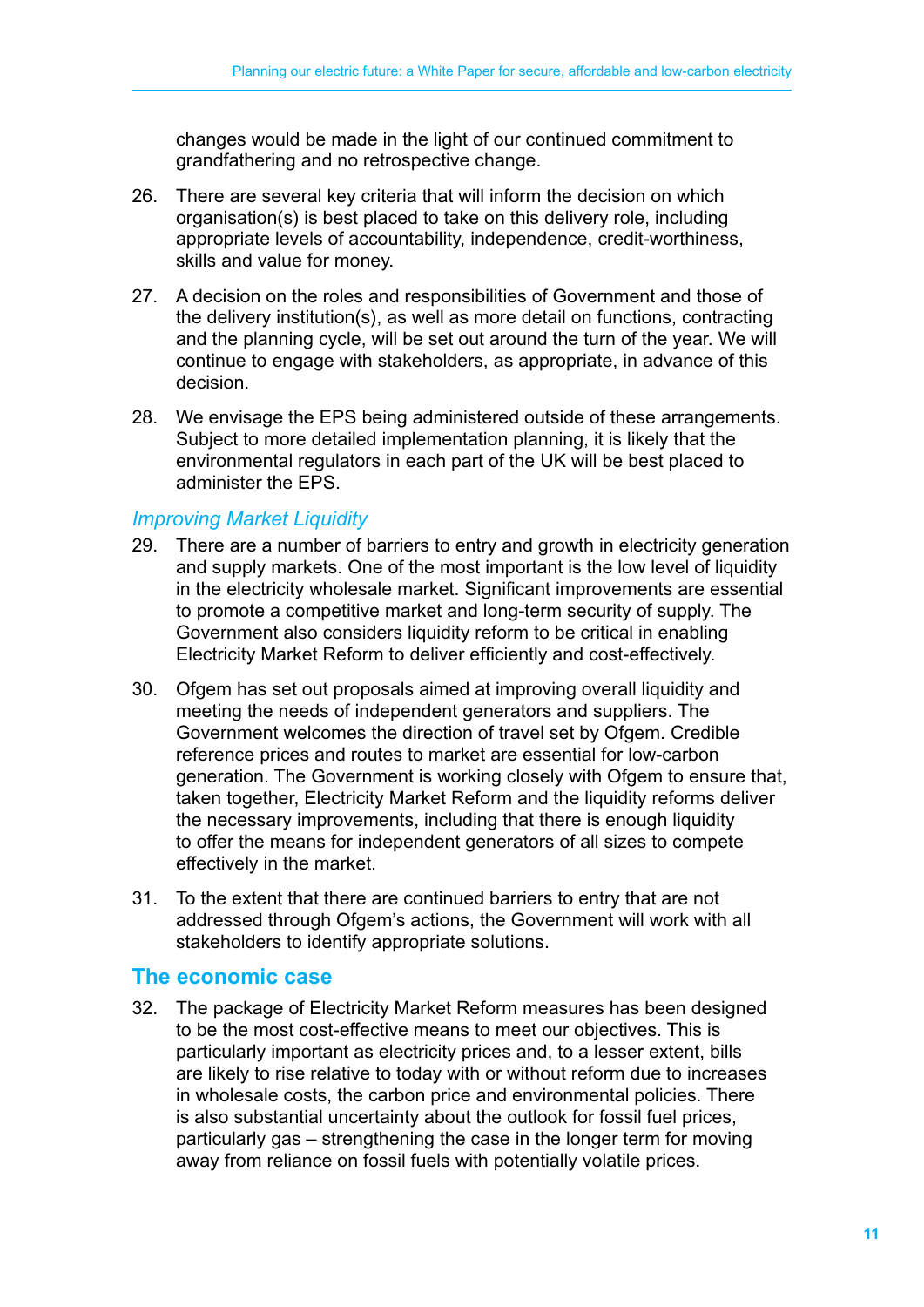changes would be made in the light of our continued commitment to grandfathering and no retrospective change.

26. There are several key criteria that will inform the decision on which organisation(s) is best placed to take on this delivery role, including appropriate levels of accountability, independence, credit-worthiness, skills and value for money.

27. A decision on the roles and responsibilities of Government and those of the delivery institution(s), as well as more detail on functions, contracting and the planning cycle, will be set out around the turn of the year. We will continue to engage with stakeholders, as appropriate, in advance of this decision.

28. We envisage the EPS being administered outside of these arrangements. Subject to more detailed implementation planning, it is likely that the environmental regulators in each part of the UK will be best placed to administer the EPS.

### *Improving Market Liquidity*

29. There are a number of barriers to entry and growth in electricity generation and supply markets. One of the most important is the low level of liquidity in the electricity wholesale market. Significant improvements are essential to promote a competitive market and long-term security of supply. The Government also considers liquidity reform to be critical in enabling Electricity Market Reform to deliver efficiently and cost-effectively.

30. Ofgem has set out proposals aimed at improving overall liquidity and meeting the needs of independent generators and suppliers. The Government welcomes the direction of travel set by Ofgem. Credible reference prices and routes to market are essential for low-carbon generation. The Government is working closely with Ofgem to ensure that, taken together, Electricity Market Reform and the liquidity reforms deliver the necessary improvements, including that there is enough liquidity to offer the means for independent generators of all sizes to compete effectively in the market.

31. To the extent that there are continued barriers to entry that are not addressed through Ofgem's actions, the Government will work with all stakeholders to identify appropriate solutions.

## The economic case

32. The package of Electricity Market Reform measures has been designed to be the most cost-effective means to meet our objectives. This is particularly important as electricity prices and, to a lesser extent, bills are likely to rise relative to today with or without reform due to increases in wholesale costs, the carbon price and environmental policies. There is also substantial uncertainty about the outlook for fossil fuel prices, particularly gas – strengthening the case in the longer term for moving away from reliance on fossil fuels with potentially volatile prices.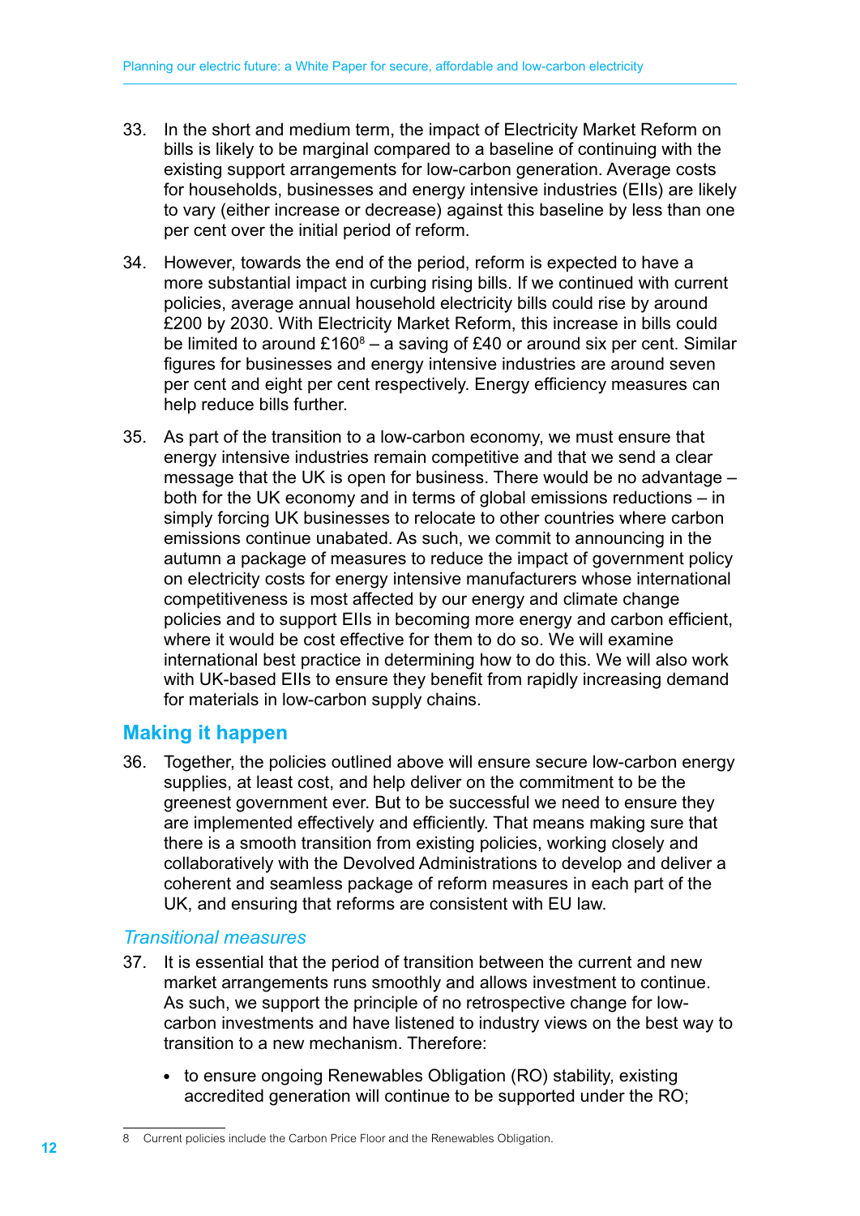33. In the short and medium term, the impact of Electricity Market Reform on bills is likely to be marginal compared to a baseline of continuing with the existing support arrangements for low-carbon generation. Average costs for households, businesses and energy intensive industries (EIIs) are likely to vary (either increase or decrease) against this baseline by less than one per cent over the initial period of reform.

34. However, towards the end of the period, reform is expected to have a more substantial impact in curbing rising bills. If we continued with current policies, average annual household electricity bills could rise by around £200 by 2030. With Electricity Market Reform, this increase in bills could be limited to around £160[8] – a saving of £40 or around six per cent. Similar figures for businesses and energy intensive industries are around seven per cent and eight per cent respectively. Energy efficiency measures can help reduce bills further.

35. As part of the transition to a low-carbon economy, we must ensure that energy intensive industries remain competitive and that we send a clear message that the UK is open for business. There would be no advantage – both for the UK economy and in terms of global emissions reductions – in simply forcing UK businesses to relocate to other countries where carbon emissions continue unabated. As such, we commit to announcing in the autumn a package of measures to reduce the impact of government policy on electricity costs for energy intensive manufacturers whose international competitiveness is most affected by our energy and climate change policies and to support EIIs in becoming more energy and carbon efficient, where it would be cost effective for them to do so. We will examine international best practice in determining how to do this. We will also work with UK-based EIIs to ensure they benefit from rapidly increasing demand for materials in low-carbon supply chains.

## Making it happen

36. Together, the policies outlined above will ensure secure low-carbon energy supplies, at least cost, and help deliver on the commitment to be the greenest government ever. But to be successful we need to ensure they are implemented effectively and efficiently. That means making sure that there is a smooth transition from existing policies, working closely and collaboratively with the Devolved Administrations to develop and deliver a coherent and seamless package of reform measures in each part of the UK, and ensuring that reforms are consistent with EU law.

### *Transitional measures*

37. It is essential that the period of transition between the current and new market arrangements runs smoothly and allows investment to continue. As such, we support the principle of no retrospective change for low-carbon investments and have listened to industry views on the best way to transition to a new mechanism. Therefore:

    - to ensure ongoing Renewables Obligation (RO) stability, existing accredited generation will continue to be supported under the RO;

8 Current policies include the Carbon Price Floor and the Renewables Obligation.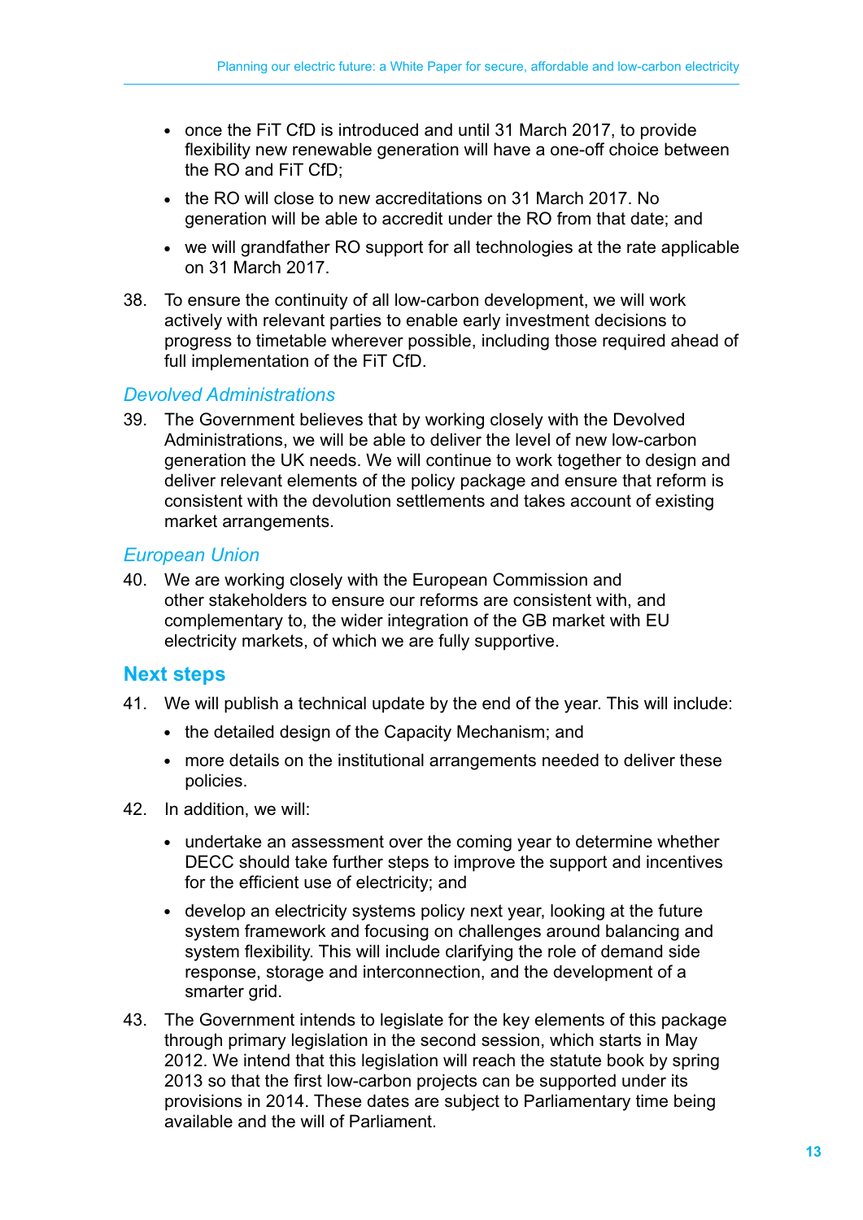- once the FiT CfD is introduced and until 31 March 2017, to provide flexibility new renewable generation will have a one-off choice between the RO and FiT CfD;
- the RO will close to new accreditations on 31 March 2017. No generation will be able to accredit under the RO from that date; and
- we will grandfather RO support for all technologies at the rate applicable on 31 March 2017.

38. To ensure the continuity of all low-carbon development, we will work actively with relevant parties to enable early investment decisions to progress to timetable wherever possible, including those required ahead of full implementation of the FiT CfD.

### *Devolved Administrations*

39. The Government believes that by working closely with the Devolved Administrations, we will be able to deliver the level of new low-carbon generation the UK needs. We will continue to work together to design and deliver relevant elements of the policy package and ensure that reform is consistent with the devolution settlements and takes account of existing market arrangements.

### *European Union*

40. We are working closely with the European Commission and other stakeholders to ensure our reforms are consistent with, and complementary to, the wider integration of the GB market with EU electricity markets, of which we are fully supportive.

## Next steps

41. We will publish a technical update by the end of the year. This will include:
    - the detailed design of the Capacity Mechanism; and
    - more details on the institutional arrangements needed to deliver these policies.

42. In addition, we will:
    - undertake an assessment over the coming year to determine whether DECC should take further steps to improve the support and incentives for the efficient use of electricity; and
    - develop an electricity systems policy next year, looking at the future system framework and focusing on challenges around balancing and system flexibility. This will include clarifying the role of demand side response, storage and interconnection, and the development of a smarter grid.

43. The Government intends to legislate for the key elements of this package through primary legislation in the second session, which starts in May 2012. We intend that this legislation will reach the statute book by spring 2013 so that the first low-carbon projects can be supported under its provisions in 2014. These dates are subject to Parliamentary time being available and the will of Parliament.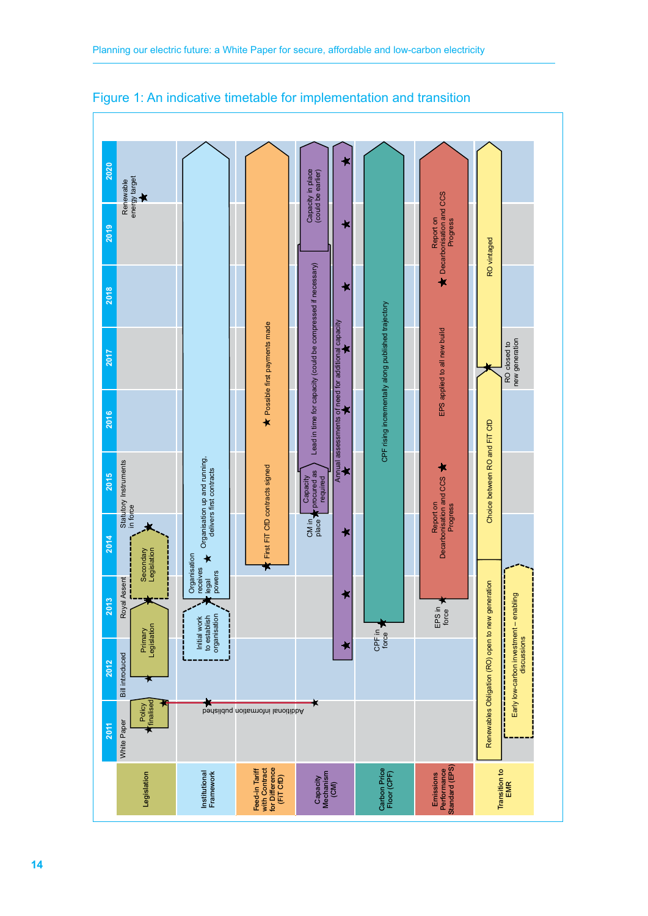## Figure 1: An indicative timetable for implementation and transition

2011
2012
2013
2014
2015
2016
2017
2018
2019
2020

Legislation
White Paper
Policy finalised
Bill introduced
Primary Legislation
Royal Assent
Secondary Legislation
Statutory Instruments in force
Renewable energy target

Institutional Framework
Additional information published
Initial work to establish organisation
Organisation receives legal powers
Organisation up and running, delivers first contracts

Feed-in Tariff with Contract for Difference (FiT CfD)
First FiT CfD contracts signed
Possible first payments made

Capacity Mechanism (CM)
CM in place
Capacity procured as required
Lead in time for capacity (could be compressed if necessary)
Capacity in place (could be earlier)
Annual assessments of need for additional capacity

Carbon Price Floor (CPF)
CPF in force
CPF rising incrementally along published trajectory

Emissions Performance Standard (EPS)
EPS in force
Report on Decarbonisation and CCS Progress
EPS applied to all new build
Report on Decarbonisation and CCS Progress

Transition to EMR
Renewables Obligation (RO) open to new generation
Early low-carbon investment – enabling discussions
Choice between RO and FiT CfD
RO closed to new generation
RO vintaged